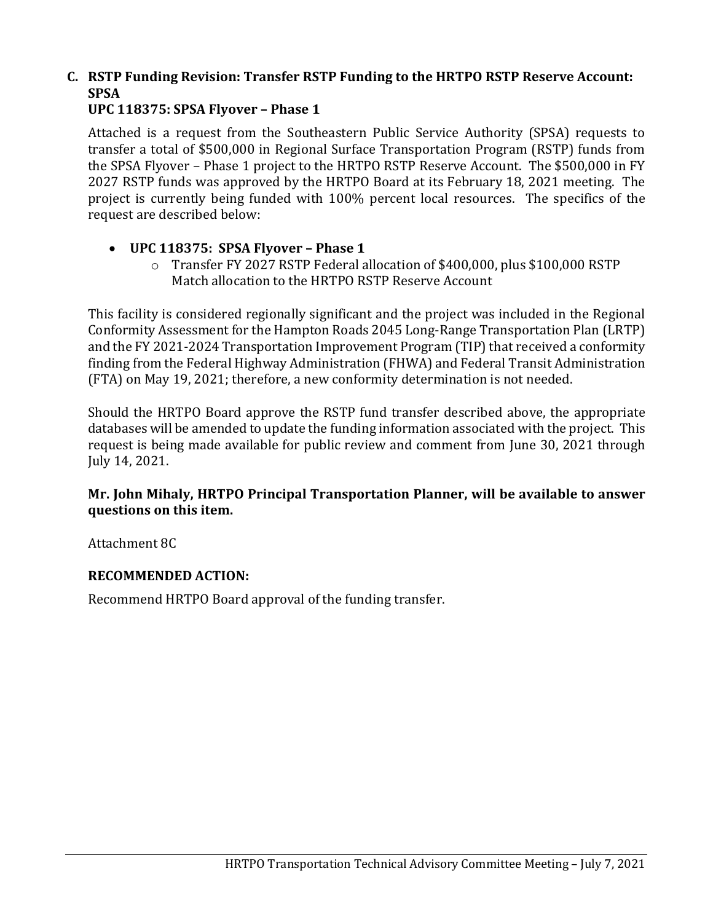### C. RSTP Funding Revision: Transfer RSTP Funding to the HRTPO RSTP Reserve Account: SPSA

### UPC 118375: SPSA Flyover – Phase 1

Attached is a request from the Southeastern Public Service Authority (SPSA) requests to transfer a total of $500,000 in Regional Surface Transportation Program (RSTP) funds from the SPSA Flyover – Phase 1 project to the HRTPO RSTP Reserve Account. The $500,000 in FY 2027 RSTP funds was approved by the HRTPO Board at its February 18, 2021 meeting. The project is currently being funded with 100% percent local resources. The specifics of the request are described below:

- **UPC 118375: SPSA Flyover – Phase 1**
  - Transfer FY 2027 RSTP Federal allocation of $400,000, plus $100,000 RSTP Match allocation to the HRTPO RSTP Reserve Account

This facility is considered regionally significant and the project was included in the Regional Conformity Assessment for the Hampton Roads 2045 Long-Range Transportation Plan (LRTP) and the FY 2021-2024 Transportation Improvement Program (TIP) that received a conformity finding from the Federal Highway Administration (FHWA) and Federal Transit Administration (FTA) on May 19, 2021; therefore, a new conformity determination is not needed.

Should the HRTPO Board approve the RSTP fund transfer described above, the appropriate databases will be amended to update the funding information associated with the project. This request is being made available for public review and comment from June 30, 2021 through July 14, 2021.

**Mr. John Mihaly, HRTPO Principal Transportation Planner, will be available to answer questions on this item.**

Attachment 8C

**RECOMMENDED ACTION:**

Recommend HRTPO Board approval of the funding transfer.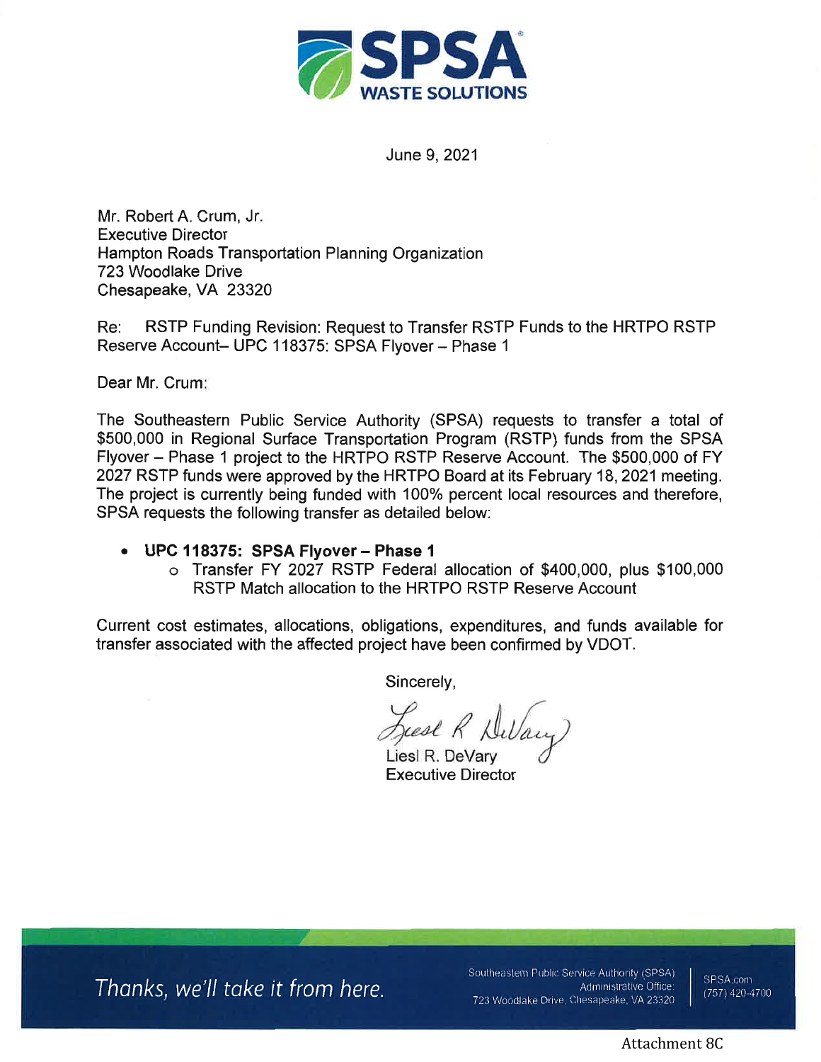SPSA
WASTE SOLUTIONS

June 9, 2021

Mr. Robert A. Crum, Jr.
Executive Director
Hampton Roads Transportation Planning Organization
723 Woodlake Drive
Chesapeake, VA 23320

Re: RSTP Funding Revision: Request to Transfer RSTP Funds to the HRTPO RSTP Reserve Account– UPC 118375: SPSA Flyover – Phase 1

Dear Mr. Crum:

The Southeastern Public Service Authority (SPSA) requests to transfer a total of $500,000 in Regional Surface Transportation Program (RSTP) funds from the SPSA Flyover – Phase 1 project to the HRTPO RSTP Reserve Account. The $500,000 of FY 2027 RSTP funds were approved by the HRTPO Board at its February 18, 2021 meeting. The project is currently being funded with 100% percent local resources and therefore, SPSA requests the following transfer as detailed below:

- **UPC 118375: SPSA Flyover – Phase 1**
    - Transfer FY 2027 RSTP Federal allocation of $400,000, plus $100,000 RSTP Match allocation to the HRTPO RSTP Reserve Account

Current cost estimates, allocations, obligations, expenditures, and funds available for transfer associated with the affected project have been confirmed by VDOT.

Sincerely,

Liesl R. DeVary
Executive Director

*Thanks, we'll take it from here.*

Southeastern Public Service Authority (SPSA)
Administrative Office:
723 Woodlake Drive, Chesapeake, VA 23320

SPSA.com
(757) 420-4700

Attachment 8C